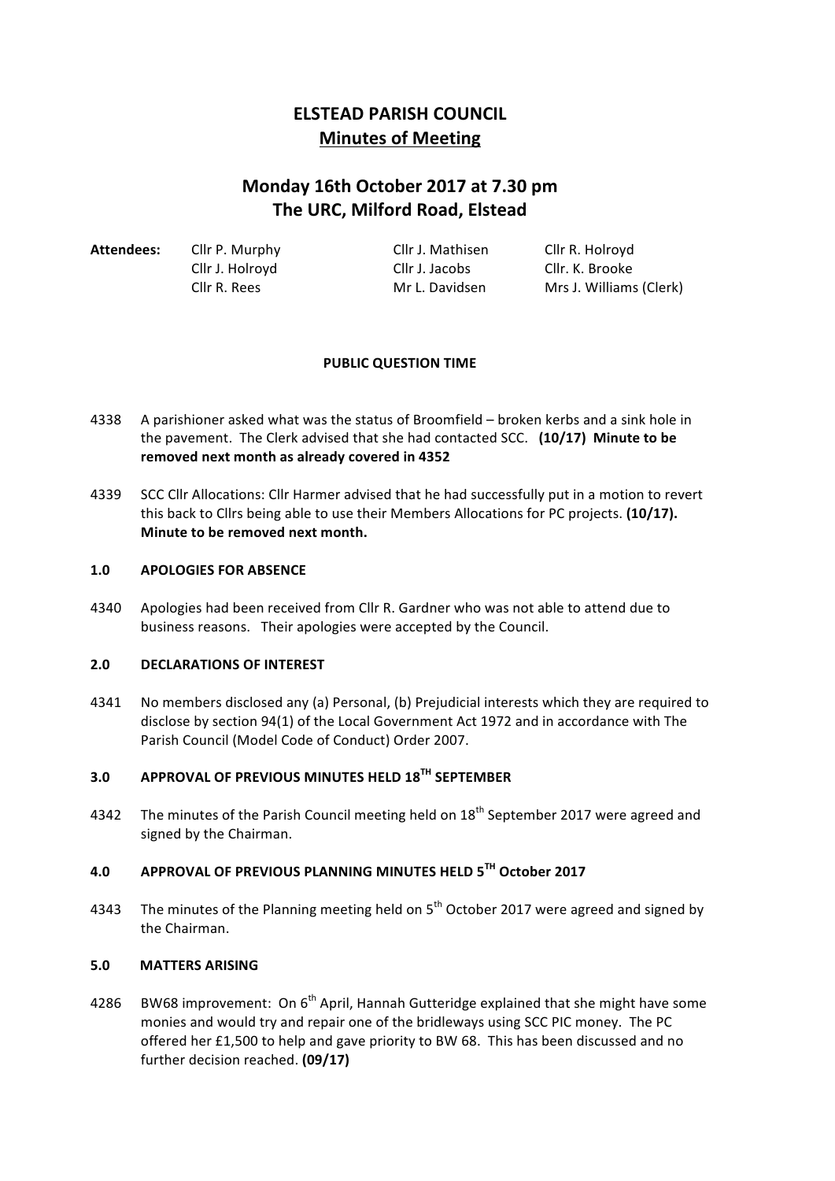# ELSTEAD PARISH COUNCIL

## Minutes of Meeting

## Monday 16th October 2017 at 7.30 pm
## The URC, Milford Road, Elstead

| **Attendees:** | Cllr P. Murphy | Cllr J. Mathisen | Cllr R. Holroyd |
|---|---|---|---|
| | Cllr J. Holroyd | Cllr J. Jacobs | Cllr. K. Brooke |
| | Cllr R. Rees | Mr L. Davidsen | Mrs J. Williams (Clerk) |

**PUBLIC QUESTION TIME**

4338 A parishioner asked what was the status of Broomfield – broken kerbs and a sink hole in the pavement. The Clerk advised that she had contacted SCC. **(10/17) Minute to be removed next month as already covered in 4352**

4339 SCC Cllr Allocations: Cllr Harmer advised that he had successfully put in a motion to revert this back to Cllrs being able to use their Members Allocations for PC projects. **(10/17). Minute to be removed next month.**

**1.0 APOLOGIES FOR ABSENCE**

4340 Apologies had been received from Cllr R. Gardner who was not able to attend due to business reasons. Their apologies were accepted by the Council.

**2.0 DECLARATIONS OF INTEREST**

4341 No members disclosed any (a) Personal, (b) Prejudicial interests which they are required to disclose by section 94(1) of the Local Government Act 1972 and in accordance with The Parish Council (Model Code of Conduct) Order 2007.

**3.0 APPROVAL OF PREVIOUS MINUTES HELD 18TH SEPTEMBER**

4342 The minutes of the Parish Council meeting held on 18th September 2017 were agreed and signed by the Chairman.

**4.0 APPROVAL OF PREVIOUS PLANNING MINUTES HELD 5TH October 2017**

4343 The minutes of the Planning meeting held on 5th October 2017 were agreed and signed by the Chairman.

**5.0 MATTERS ARISING**

4286 BW68 improvement: On 6th April, Hannah Gutteridge explained that she might have some monies and would try and repair one of the bridleways using SCC PIC money. The PC offered her £1,500 to help and gave priority to BW 68. This has been discussed and no further decision reached. **(09/17)**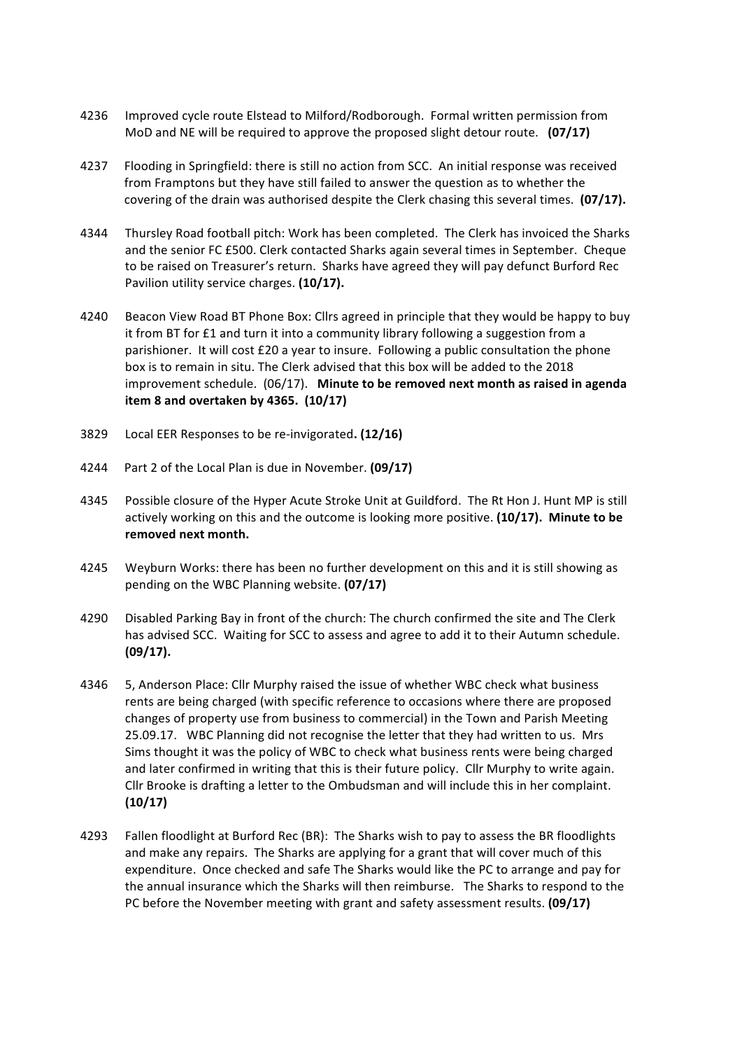4236 Improved cycle route Elstead to Milford/Rodborough. Formal written permission from MoD and NE will be required to approve the proposed slight detour route. **(07/17)**

4237 Flooding in Springfield: there is still no action from SCC. An initial response was received from Framptons but they have still failed to answer the question as to whether the covering of the drain was authorised despite the Clerk chasing this several times. **(07/17).**

4344 Thursley Road football pitch: Work has been completed. The Clerk has invoiced the Sharks and the senior FC £500. Clerk contacted Sharks again several times in September. Cheque to be raised on Treasurer's return. Sharks have agreed they will pay defunct Burford Rec Pavilion utility service charges. **(10/17).**

4240 Beacon View Road BT Phone Box: Cllrs agreed in principle that they would be happy to buy it from BT for £1 and turn it into a community library following a suggestion from a parishioner. It will cost £20 a year to insure. Following a public consultation the phone box is to remain in situ. The Clerk advised that this box will be added to the 2018 improvement schedule. (06/17). **Minute to be removed next month as raised in agenda item 8 and overtaken by 4365. (10/17)**

3829 Local EER Responses to be re-invigorated**. (12/16)**

4244 Part 2 of the Local Plan is due in November. **(09/17)**

4345 Possible closure of the Hyper Acute Stroke Unit at Guildford. The Rt Hon J. Hunt MP is still actively working on this and the outcome is looking more positive. **(10/17). Minute to be removed next month.**

4245 Weyburn Works: there has been no further development on this and it is still showing as pending on the WBC Planning website. **(07/17)**

4290 Disabled Parking Bay in front of the church: The church confirmed the site and The Clerk has advised SCC. Waiting for SCC to assess and agree to add it to their Autumn schedule. **(09/17).**

4346 5, Anderson Place: Cllr Murphy raised the issue of whether WBC check what business rents are being charged (with specific reference to occasions where there are proposed changes of property use from business to commercial) in the Town and Parish Meeting 25.09.17. WBC Planning did not recognise the letter that they had written to us. Mrs Sims thought it was the policy of WBC to check what business rents were being charged and later confirmed in writing that this is their future policy. Cllr Murphy to write again. Cllr Brooke is drafting a letter to the Ombudsman and will include this in her complaint. **(10/17)**

4293 Fallen floodlight at Burford Rec (BR): The Sharks wish to pay to assess the BR floodlights and make any repairs. The Sharks are applying for a grant that will cover much of this expenditure. Once checked and safe The Sharks would like the PC to arrange and pay for the annual insurance which the Sharks will then reimburse. The Sharks to respond to the PC before the November meeting with grant and safety assessment results. **(09/17)**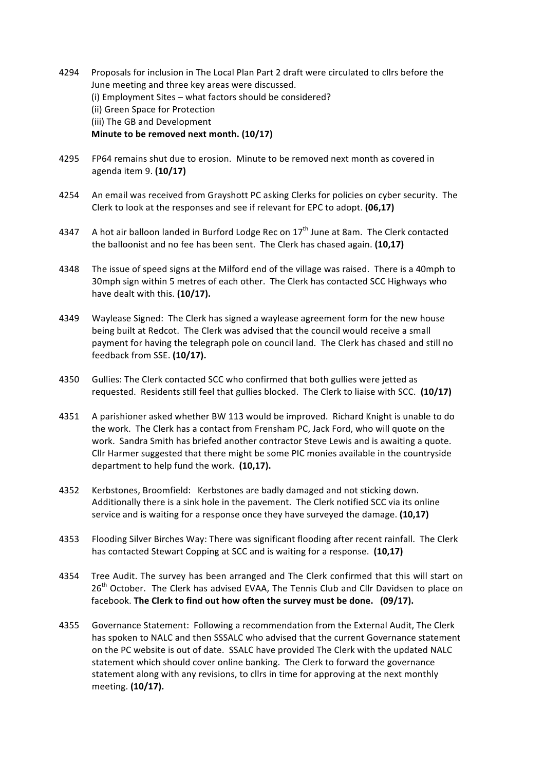4294 Proposals for inclusion in The Local Plan Part 2 draft were circulated to cllrs before the June meeting and three key areas were discussed.
(i) Employment Sites – what factors should be considered?
(ii) Green Space for Protection
(iii) The GB and Development
**Minute to be removed next month. (10/17)**

4295 FP64 remains shut due to erosion. Minute to be removed next month as covered in agenda item 9. **(10/17)**

4254 An email was received from Grayshott PC asking Clerks for policies on cyber security. The Clerk to look at the responses and see if relevant for EPC to adopt. **(06,17)**

4347 A hot air balloon landed in Burford Lodge Rec on 17th June at 8am. The Clerk contacted the balloonist and no fee has been sent. The Clerk has chased again. **(10,17)**

4348 The issue of speed signs at the Milford end of the village was raised. There is a 40mph to 30mph sign within 5 metres of each other. The Clerk has contacted SCC Highways who have dealt with this. **(10/17).**

4349 Waylease Signed: The Clerk has signed a waylease agreement form for the new house being built at Redcot. The Clerk was advised that the council would receive a small payment for having the telegraph pole on council land. The Clerk has chased and still no feedback from SSE. **(10/17).**

4350 Gullies: The Clerk contacted SCC who confirmed that both gullies were jetted as requested. Residents still feel that gullies blocked. The Clerk to liaise with SCC. **(10/17)**

4351 A parishioner asked whether BW 113 would be improved. Richard Knight is unable to do the work. The Clerk has a contact from Frensham PC, Jack Ford, who will quote on the work. Sandra Smith has briefed another contractor Steve Lewis and is awaiting a quote. Cllr Harmer suggested that there might be some PIC monies available in the countryside department to help fund the work. **(10,17).**

4352 Kerbstones, Broomfield: Kerbstones are badly damaged and not sticking down. Additionally there is a sink hole in the pavement. The Clerk notified SCC via its online service and is waiting for a response once they have surveyed the damage. **(10,17)**

4353 Flooding Silver Birches Way: There was significant flooding after recent rainfall. The Clerk has contacted Stewart Copping at SCC and is waiting for a response. **(10,17)**

4354 Tree Audit. The survey has been arranged and The Clerk confirmed that this will start on 26th October. The Clerk has advised EVAA, The Tennis Club and Cllr Davidsen to place on facebook. **The Clerk to find out how often the survey must be done. (09/17).**

4355 Governance Statement: Following a recommendation from the External Audit, The Clerk has spoken to NALC and then SSSALC who advised that the current Governance statement on the PC website is out of date. SSALC have provided The Clerk with the updated NALC statement which should cover online banking. The Clerk to forward the governance statement along with any revisions, to cllrs in time for approving at the next monthly meeting. **(10/17).**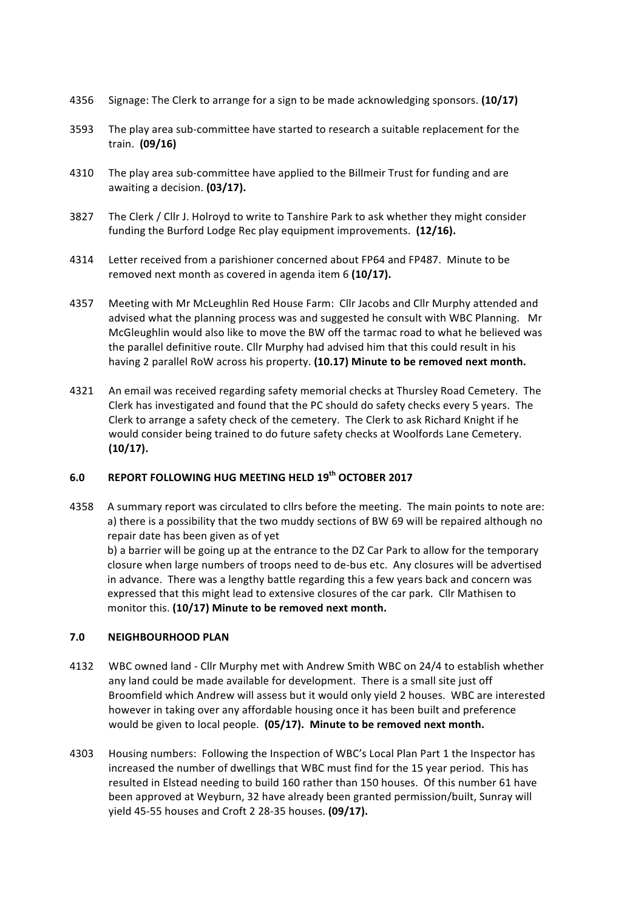4356 Signage: The Clerk to arrange for a sign to be made acknowledging sponsors. **(10/17)**

3593 The play area sub-committee have started to research a suitable replacement for the train. **(09/16)**

4310 The play area sub-committee have applied to the Billmeir Trust for funding and are awaiting a decision. **(03/17).**

3827 The Clerk / Cllr J. Holroyd to write to Tanshire Park to ask whether they might consider funding the Burford Lodge Rec play equipment improvements. **(12/16).**

4314 Letter received from a parishioner concerned about FP64 and FP487. Minute to be removed next month as covered in agenda item 6 **(10/17).**

4357 Meeting with Mr McLeughlin Red House Farm: Cllr Jacobs and Cllr Murphy attended and advised what the planning process was and suggested he consult with WBC Planning. Mr McGleughlin would also like to move the BW off the tarmac road to what he believed was the parallel definitive route. Cllr Murphy had advised him that this could result in his having 2 parallel RoW across his property. **(10.17) Minute to be removed next month.**

4321 An email was received regarding safety memorial checks at Thursley Road Cemetery. The Clerk has investigated and found that the PC should do safety checks every 5 years. The Clerk to arrange a safety check of the cemetery. The Clerk to ask Richard Knight if he would consider being trained to do future safety checks at Woolfords Lane Cemetery. **(10/17).**

## 6.0 REPORT FOLLOWING HUG MEETING HELD 19th OCTOBER 2017

4358 A summary report was circulated to cllrs before the meeting. The main points to note are:
a) there is a possibility that the two muddy sections of BW 69 will be repaired although no repair date has been given as of yet
b) a barrier will be going up at the entrance to the DZ Car Park to allow for the temporary closure when large numbers of troops need to de-bus etc. Any closures will be advertised in advance. There was a lengthy battle regarding this a few years back and concern was expressed that this might lead to extensive closures of the car park. Cllr Mathisen to monitor this. **(10/17) Minute to be removed next month.**

## 7.0 NEIGHBOURHOOD PLAN

4132 WBC owned land - Cllr Murphy met with Andrew Smith WBC on 24/4 to establish whether any land could be made available for development. There is a small site just off Broomfield which Andrew will assess but it would only yield 2 houses. WBC are interested however in taking over any affordable housing once it has been built and preference would be given to local people. **(05/17). Minute to be removed next month.**

4303 Housing numbers: Following the Inspection of WBC's Local Plan Part 1 the Inspector has increased the number of dwellings that WBC must find for the 15 year period. This has resulted in Elstead needing to build 160 rather than 150 houses. Of this number 61 have been approved at Weyburn, 32 have already been granted permission/built, Sunray will yield 45-55 houses and Croft 2 28-35 houses. **(09/17).**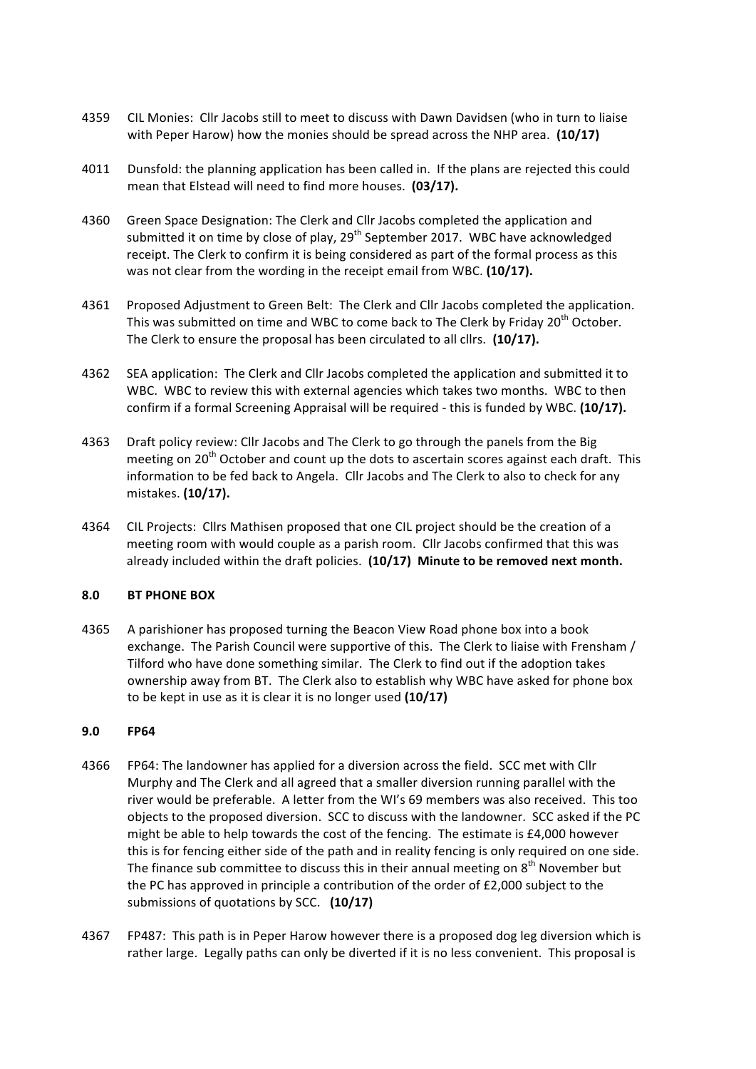4359 CIL Monies: Cllr Jacobs still to meet to discuss with Dawn Davidsen (who in turn to liaise with Peper Harow) how the monies should be spread across the NHP area. **(10/17)**

4011 Dunsfold: the planning application has been called in. If the plans are rejected this could mean that Elstead will need to find more houses. **(03/17).**

4360 Green Space Designation: The Clerk and Cllr Jacobs completed the application and submitted it on time by close of play, 29th September 2017. WBC have acknowledged receipt. The Clerk to confirm it is being considered as part of the formal process as this was not clear from the wording in the receipt email from WBC. **(10/17).**

4361 Proposed Adjustment to Green Belt: The Clerk and Cllr Jacobs completed the application. This was submitted on time and WBC to come back to The Clerk by Friday 20th October. The Clerk to ensure the proposal has been circulated to all cllrs. **(10/17).**

4362 SEA application: The Clerk and Cllr Jacobs completed the application and submitted it to WBC. WBC to review this with external agencies which takes two months. WBC to then confirm if a formal Screening Appraisal will be required - this is funded by WBC. **(10/17).**

4363 Draft policy review: Cllr Jacobs and The Clerk to go through the panels from the Big meeting on 20th October and count up the dots to ascertain scores against each draft. This information to be fed back to Angela. Cllr Jacobs and The Clerk to also to check for any mistakes. **(10/17).**

4364 CIL Projects: Cllrs Mathisen proposed that one CIL project should be the creation of a meeting room with would couple as a parish room. Cllr Jacobs confirmed that this was already included within the draft policies. **(10/17) Minute to be removed next month.**

**8.0 BT PHONE BOX**

4365 A parishioner has proposed turning the Beacon View Road phone box into a book exchange. The Parish Council were supportive of this. The Clerk to liaise with Frensham / Tilford who have done something similar. The Clerk to find out if the adoption takes ownership away from BT. The Clerk also to establish why WBC have asked for phone box to be kept in use as it is clear it is no longer used **(10/17)**

**9.0 FP64**

4366 FP64: The landowner has applied for a diversion across the field. SCC met with Cllr Murphy and The Clerk and all agreed that a smaller diversion running parallel with the river would be preferable. A letter from the WI's 69 members was also received. This too objects to the proposed diversion. SCC to discuss with the landowner. SCC asked if the PC might be able to help towards the cost of the fencing. The estimate is £4,000 however this is for fencing either side of the path and in reality fencing is only required on one side. The finance sub committee to discuss this in their annual meeting on 8th November but the PC has approved in principle a contribution of the order of £2,000 subject to the submissions of quotations by SCC. **(10/17)**

4367 FP487: This path is in Peper Harow however there is a proposed dog leg diversion which is rather large. Legally paths can only be diverted if it is no less convenient. This proposal is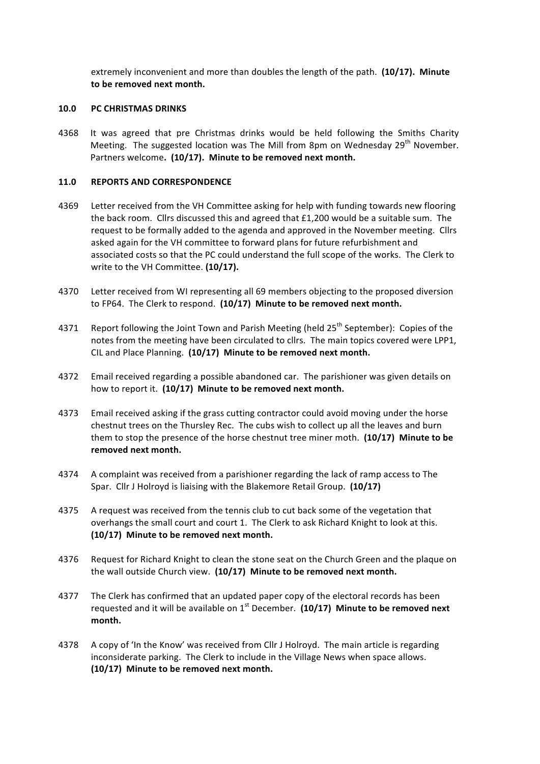extremely inconvenient and more than doubles the length of the path. **(10/17). Minute to be removed next month.**

## 10.0 PC CHRISTMAS DRINKS

4368 It was agreed that pre Christmas drinks would be held following the Smiths Charity Meeting. The suggested location was The Mill from 8pm on Wednesday 29th November. Partners welcome**. (10/17). Minute to be removed next month.**

## 11.0 REPORTS AND CORRESPONDENCE

4369 Letter received from the VH Committee asking for help with funding towards new flooring the back room. Cllrs discussed this and agreed that £1,200 would be a suitable sum. The request to be formally added to the agenda and approved in the November meeting. Cllrs asked again for the VH committee to forward plans for future refurbishment and associated costs so that the PC could understand the full scope of the works. The Clerk to write to the VH Committee. **(10/17).**

4370 Letter received from WI representing all 69 members objecting to the proposed diversion to FP64. The Clerk to respond. **(10/17) Minute to be removed next month.**

4371 Report following the Joint Town and Parish Meeting (held 25th September): Copies of the notes from the meeting have been circulated to cllrs. The main topics covered were LPP1, CIL and Place Planning. **(10/17) Minute to be removed next month.**

4372 Email received regarding a possible abandoned car. The parishioner was given details on how to report it. **(10/17) Minute to be removed next month.**

4373 Email received asking if the grass cutting contractor could avoid moving under the horse chestnut trees on the Thursley Rec. The cubs wish to collect up all the leaves and burn them to stop the presence of the horse chestnut tree miner moth. **(10/17) Minute to be removed next month.**

4374 A complaint was received from a parishioner regarding the lack of ramp access to The Spar. Cllr J Holroyd is liaising with the Blakemore Retail Group. **(10/17)**

4375 A request was received from the tennis club to cut back some of the vegetation that overhangs the small court and court 1. The Clerk to ask Richard Knight to look at this. **(10/17) Minute to be removed next month.**

4376 Request for Richard Knight to clean the stone seat on the Church Green and the plaque on the wall outside Church view. **(10/17) Minute to be removed next month.**

4377 The Clerk has confirmed that an updated paper copy of the electoral records has been requested and it will be available on 1st December. **(10/17) Minute to be removed next month.**

4378 A copy of 'In the Know' was received from Cllr J Holroyd. The main article is regarding inconsiderate parking. The Clerk to include in the Village News when space allows. **(10/17) Minute to be removed next month.**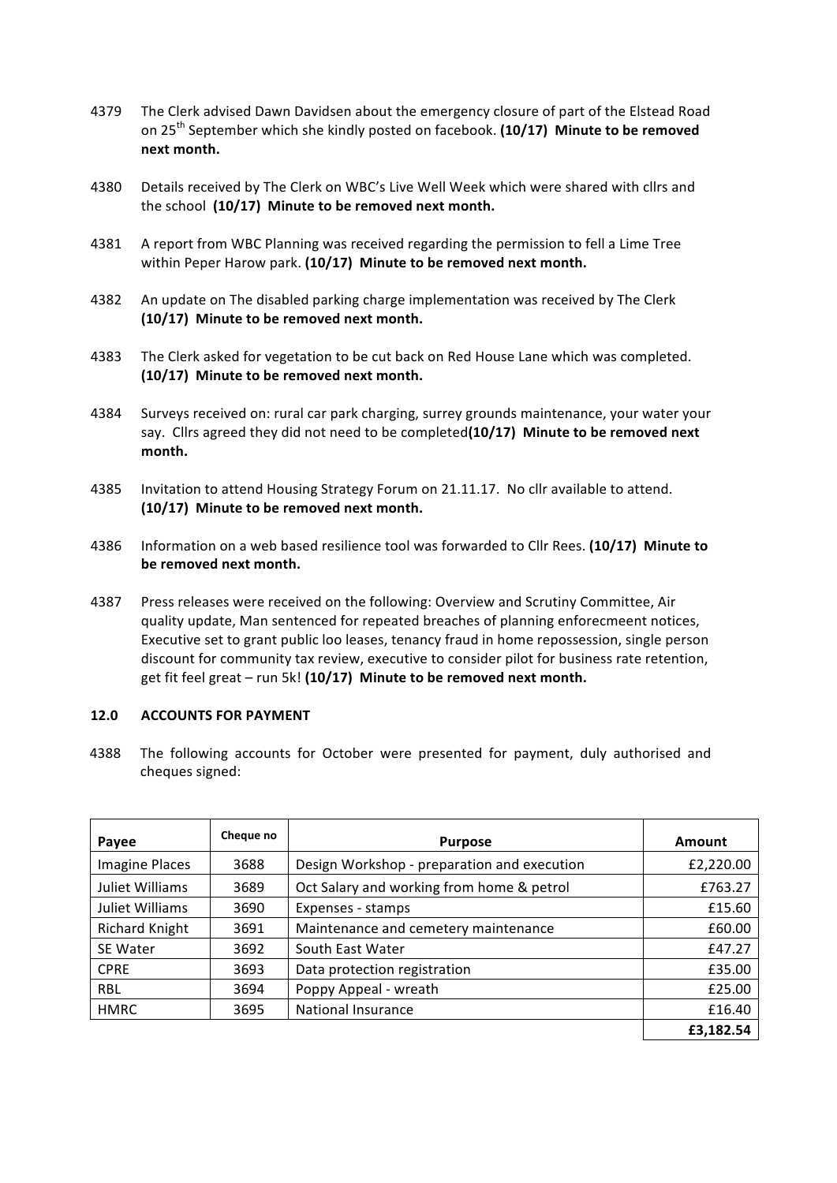4379 The Clerk advised Dawn Davidsen about the emergency closure of part of the Elstead Road on 25th September which she kindly posted on facebook. **(10/17) Minute to be removed next month.**

4380 Details received by The Clerk on WBC's Live Well Week which were shared with cllrs and the school **(10/17) Minute to be removed next month.**

4381 A report from WBC Planning was received regarding the permission to fell a Lime Tree within Peper Harow park. **(10/17) Minute to be removed next month.**

4382 An update on The disabled parking charge implementation was received by The Clerk **(10/17) Minute to be removed next month.**

4383 The Clerk asked for vegetation to be cut back on Red House Lane which was completed. **(10/17) Minute to be removed next month.**

4384 Surveys received on: rural car park charging, surrey grounds maintenance, your water your say. Cllrs agreed they did not need to be completed**(10/17) Minute to be removed next month.**

4385 Invitation to attend Housing Strategy Forum on 21.11.17. No cllr available to attend. **(10/17) Minute to be removed next month.**

4386 Information on a web based resilience tool was forwarded to Cllr Rees. **(10/17) Minute to be removed next month.**

4387 Press releases were received on the following: Overview and Scrutiny Committee, Air quality update, Man sentenced for repeated breaches of planning enforecmeent notices, Executive set to grant public loo leases, tenancy fraud in home repossession, single person discount for community tax review, executive to consider pilot for business rate retention, get fit feel great – run 5k! **(10/17) Minute to be removed next month.**

## 12.0 ACCOUNTS FOR PAYMENT

4388 The following accounts for October were presented for payment, duly authorised and cheques signed:

| Payee | Cheque no | Purpose | Amount |
|---|---|---|---|
| Imagine Places | 3688 | Design Workshop - preparation and execution | £2,220.00 |
| Juliet Williams | 3689 | Oct Salary and working from home & petrol | £763.27 |
| Juliet Williams | 3690 | Expenses - stamps | £15.60 |
| Richard Knight | 3691 | Maintenance and cemetery maintenance | £60.00 |
| SE Water | 3692 | South East Water | £47.27 |
| CPRE | 3693 | Data protection registration | £35.00 |
| RBL | 3694 | Poppy Appeal - wreath | £25.00 |
| HMRC | 3695 | National Insurance | £16.40 |
| | | | **£3,182.54** |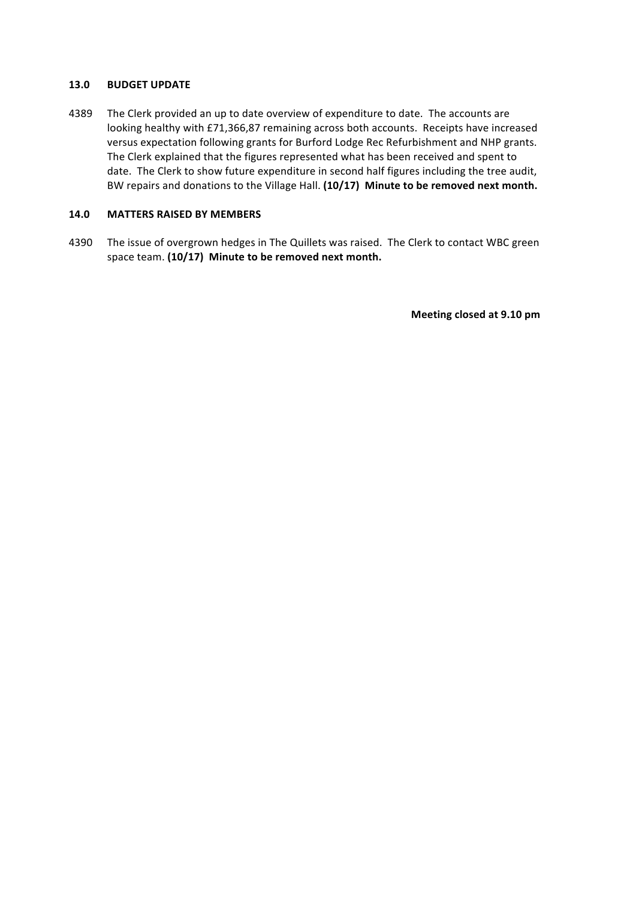## 13.0 BUDGET UPDATE

4389 The Clerk provided an up to date overview of expenditure to date. The accounts are looking healthy with £71,366,87 remaining across both accounts. Receipts have increased versus expectation following grants for Burford Lodge Rec Refurbishment and NHP grants. The Clerk explained that the figures represented what has been received and spent to date. The Clerk to show future expenditure in second half figures including the tree audit, BW repairs and donations to the Village Hall. **(10/17) Minute to be removed next month.**

## 14.0 MATTERS RAISED BY MEMBERS

4390 The issue of overgrown hedges in The Quillets was raised. The Clerk to contact WBC green space team. **(10/17) Minute to be removed next month.**

**Meeting closed at 9.10 pm**